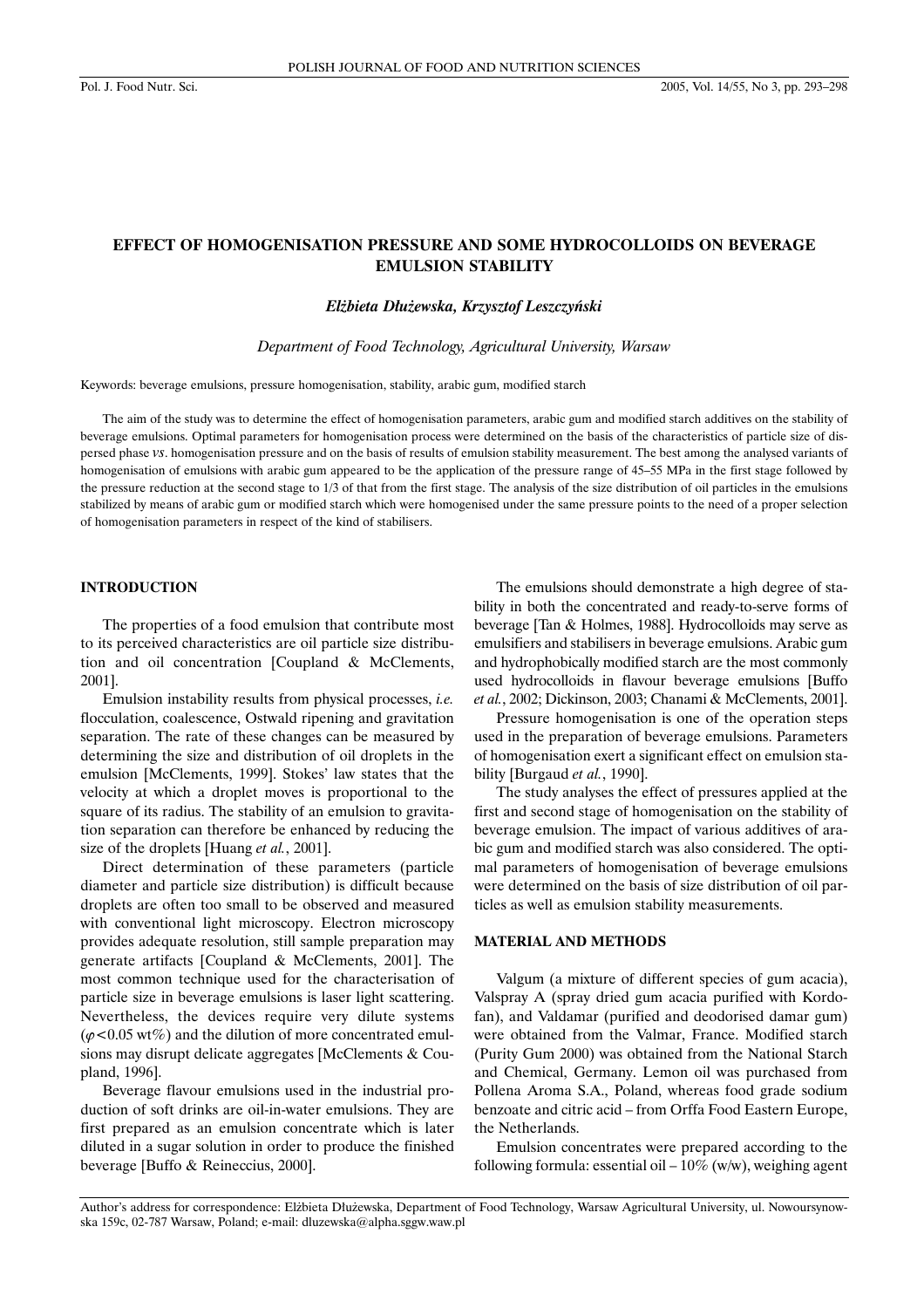# EFFECT OF HOMOGENISATION PRESSURE AND SOME HYDROCOLLOIDS ON BEVERAGE EMULSION STABILITY

*Elżbieta Dłużewska, Krzysztof Leszczyński*

*Department of Food Technology, Agricultural University, Warsaw*

Keywords: beverage emulsions, pressure homogenisation, stability, arabic gum, modified starch

The aim of the study was to determine the effect of homogenisation parameters, arabic gum and modified starch additives on the stability of beverage emulsions. Optimal parameters for homogenisation process were determined on the basis of the characteristics of particle size of dispersed phase *vs*. homogenisation pressure and on the basis of results of emulsion stability measurement. The best among the analysed variants of homogenisation of emulsions with arabic gum appeared to be the application of the pressure range of 45–55 MPa in the first stage followed by the pressure reduction at the second stage to 1/3 of that from the first stage. The analysis of the size distribution of oil particles in the emulsions stabilized by means of arabic gum or modified starch which were homogenised under the same pressure points to the need of a proper selection of homogenisation parameters in respect of the kind of stabilisers.

## INTRODUCTION

The properties of a food emulsion that contribute most to its perceived characteristics are oil particle size distribution and oil concentration [Coupland & McClements, 2001].

Emulsion instability results from physical processes, *i.e.* flocculation, coalescence, Ostwald ripening and gravitation separation. The rate of these changes can be measured by determining the size and distribution of oil droplets in the emulsion [McClements, 1999]. Stokes' law states that the velocity at which a droplet moves is proportional to the square of its radius. The stability of an emulsion to gravitation separation can therefore be enhanced by reducing the size of the droplets [Huang *et al.*, 2001].

Direct determination of these parameters (particle diameter and particle size distribution) is difficult because droplets are often too small to be observed and measured with conventional light microscopy. Electron microscopy provides adequate resolution, still sample preparation may generate artifacts [Coupland & McClements, 2001]. The most common technique used for the characterisation of particle size in beverage emulsions is laser light scattering. Nevertheless, the devices require very dilute systems ($\varphi < 0.05$ wt%) and the dilution of more concentrated emulsions may disrupt delicate aggregates [McClements & Coupland, 1996].

Beverage flavour emulsions used in the industrial production of soft drinks are oil-in-water emulsions. They are first prepared as an emulsion concentrate which is later diluted in a sugar solution in order to produce the finished beverage [Buffo & Reineccius, 2000].

The emulsions should demonstrate a high degree of stability in both the concentrated and ready-to-serve forms of beverage [Tan & Holmes, 1988]. Hydrocolloids may serve as emulsifiers and stabilisers in beverage emulsions. Arabic gum and hydrophobically modified starch are the most commonly used hydrocolloids in flavour beverage emulsions [Buffo *et al.*, 2002; Dickinson, 2003; Chanami & McClements, 2001].

Pressure homogenisation is one of the operation steps used in the preparation of beverage emulsions. Parameters of homogenisation exert a significant effect on emulsion stability [Burgaud *et al.*, 1990].

The study analyses the effect of pressures applied at the first and second stage of homogenisation on the stability of beverage emulsion. The impact of various additives of arabic gum and modified starch was also considered. The optimal parameters of homogenisation of beverage emulsions were determined on the basis of size distribution of oil particles as well as emulsion stability measurements.

## MATERIAL AND METHODS

Valgum (a mixture of different species of gum acacia), Valspray A (spray dried gum acacia purified with Kordofan), and Valdamar (purified and deodorised damar gum) were obtained from the Valmar, France. Modified starch (Purity Gum 2000) was obtained from the National Starch and Chemical, Germany. Lemon oil was purchased from Pollena Aroma S.A., Poland, whereas food grade sodium benzoate and citric acid – from Orffa Food Eastern Europe, the Netherlands.

Emulsion concentrates were prepared according to the following formula: essential oil – 10% (w/w), weighing agent

Author's address for correspondence: Elżbieta Dłużewska, Department of Food Technology, Warsaw Agricultural University, ul. Nowoursynowska 159c, 02-787 Warsaw, Poland; e-mail: dluzewska@alpha.sggw.waw.pl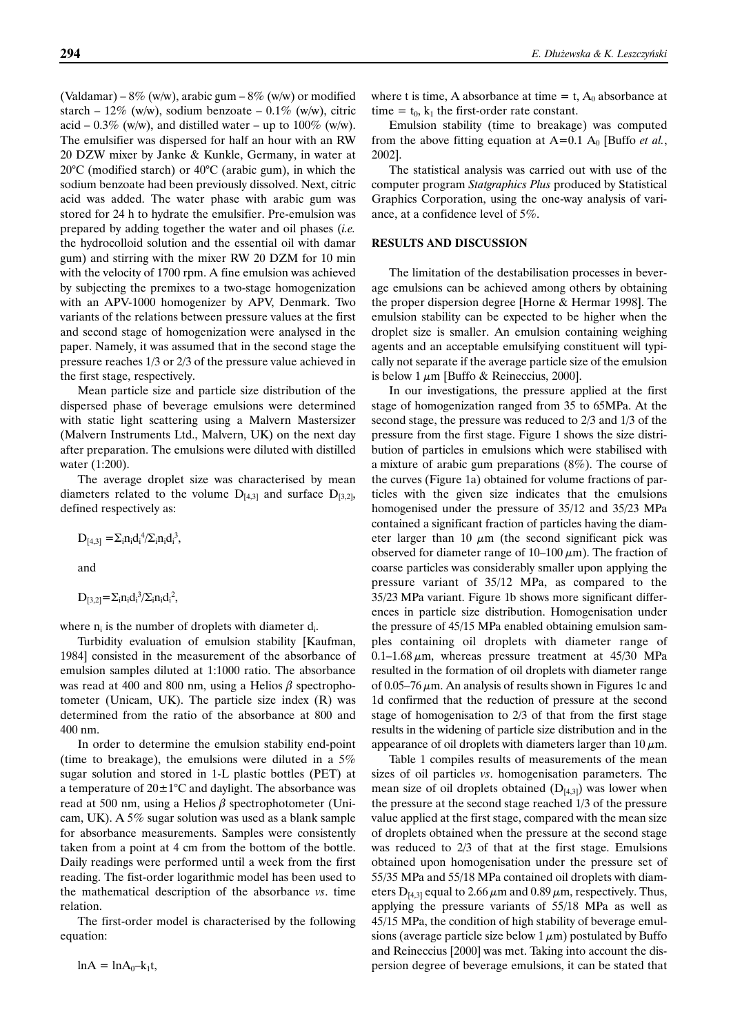(Valdamar) – 8% (w/w), arabic gum – 8% (w/w) or modified starch – 12% (w/w), sodium benzoate – 0.1% (w/w), citric acid – 0.3% (w/w), and distilled water – up to 100% (w/w). The emulsifier was dispersed for half an hour with an RW 20 DZW mixer by Janke & Kunkle, Germany, in water at 20°C (modified starch) or 40°C (arabic gum), in which the sodium benzoate had been previously dissolved. Next, citric acid was added. The water phase with arabic gum was stored for 24 h to hydrate the emulsifier. Pre-emulsion was prepared by adding together the water and oil phases (*i.e.* the hydrocolloid solution and the essential oil with damar gum) and stirring with the mixer RW 20 DZM for 10 min with the velocity of 1700 rpm. A fine emulsion was achieved by subjecting the premixes to a two-stage homogenization with an APV-1000 homogenizer by APV, Denmark. Two variants of the relations between pressure values at the first and second stage of homogenization were analysed in the paper. Namely, it was assumed that in the second stage the pressure reaches 1/3 or 2/3 of the pressure value achieved in the first stage, respectively.

Mean particle size and particle size distribution of the dispersed phase of beverage emulsions were determined with static light scattering using a Malvern Mastersizer (Malvern Instruments Ltd., Malvern, UK) on the next day after preparation. The emulsions were diluted with distilled water (1:200).

The average droplet size was characterised by mean diameters related to the volume $D_{[4,3]}$ and surface $D_{[3,2]}$, defined respectively as:

$$D_{[4,3]} = \Sigma_i n_i d_i^4 / \Sigma_i n_i d_i^3,$$

and

$$D_{[3,2]} = \Sigma_i n_i d_i^3 / \Sigma_i n_i d_i^2,$$

where $n_i$ is the number of droplets with diameter $d_i$.

Turbidity evaluation of emulsion stability [Kaufman, 1984] consisted in the measurement of the absorbance of emulsion samples diluted at 1:1000 ratio. The absorbance was read at 400 and 800 nm, using a Helios $\beta$ spectrophotometer (Unicam, UK). The particle size index (R) was determined from the ratio of the absorbance at 800 and 400 nm.

In order to determine the emulsion stability end-point (time to breakage), the emulsions were diluted in a 5% sugar solution and stored in 1-L plastic bottles (PET) at a temperature of 20±1°C and daylight. The absorbance was read at 500 nm, using a Helios $\beta$ spectrophotometer (Unicam, UK). A 5% sugar solution was used as a blank sample for absorbance measurements. Samples were consistently taken from a point at 4 cm from the bottom of the bottle. Daily readings were performed until a week from the first reading. The fist-order logarithmic model has been used to the mathematical description of the absorbance *vs*. time relation.

The first-order model is characterised by the following equation:

$$\ln A = \ln A_0 - k_1 t,$$

where t is time, A absorbance at time = t, $A_0$ absorbance at time = $t_0$, $k_1$ the first-order rate constant.

Emulsion stability (time to breakage) was computed from the above fitting equation at A=0.1 $A_0$ [Buffo *et al.*, 2002].

The statistical analysis was carried out with use of the computer program *Statgraphics Plus* produced by Statistical Graphics Corporation, using the one-way analysis of variance, at a confidence level of 5%.

## RESULTS AND DISCUSSION

The limitation of the destabilisation processes in beverage emulsions can be achieved among others by obtaining the proper dispersion degree [Horne & Hermar 1998]. The emulsion stability can be expected to be higher when the droplet size is smaller. An emulsion containing weighing agents and an acceptable emulsifying constituent will typically not separate if the average particle size of the emulsion is below 1 $\mu$m [Buffo & Reineccius, 2000].

In our investigations, the pressure applied at the first stage of homogenization ranged from 35 to 65MPa. At the second stage, the pressure was reduced to 2/3 and 1/3 of the pressure from the first stage. Figure 1 shows the size distribution of particles in emulsions which were stabilised with a mixture of arabic gum preparations (8%). The course of the curves (Figure 1a) obtained for volume fractions of particles with the given size indicates that the emulsions homogenised under the pressure of 35/12 and 35/23 MPa contained a significant fraction of particles having the diameter larger than 10 $\mu$m (the second significant pick was observed for diameter range of 10–100 $\mu$m). The fraction of coarse particles was considerably smaller upon applying the pressure variant of 35/12 MPa, as compared to the 35/23 MPa variant. Figure 1b shows more significant differences in particle size distribution. Homogenisation under the pressure of 45/15 MPa enabled obtaining emulsion samples containing oil droplets with diameter range of 0.1–1.68 $\mu$m, whereas pressure treatment at 45/30 MPa resulted in the formation of oil droplets with diameter range of 0.05–76 $\mu$m. An analysis of results shown in Figures 1c and 1d confirmed that the reduction of pressure at the second stage of homogenisation to 2/3 of that from the first stage results in the widening of particle size distribution and in the appearance of oil droplets with diameters larger than 10 $\mu$m.

Table 1 compiles results of measurements of the mean sizes of oil particles *vs*. homogenisation parameters. The mean size of oil droplets obtained ($D_{[4,3]}$) was lower when the pressure at the second stage reached 1/3 of the pressure value applied at the first stage, compared with the mean size of droplets obtained when the pressure at the second stage was reduced to 2/3 of that at the first stage. Emulsions obtained upon homogenisation under the pressure set of 55/35 MPa and 55/18 MPa contained oil droplets with diameters $D_{[4,3]}$ equal to 2.66 $\mu$m and 0.89 $\mu$m, respectively. Thus, applying the pressure variants of 55/18 MPa as well as 45/15 MPa, the condition of high stability of beverage emulsions (average particle size below 1 $\mu$m) postulated by Buffo and Reineccius [2000] was met. Taking into account the dispersion degree of beverage emulsions, it can be stated that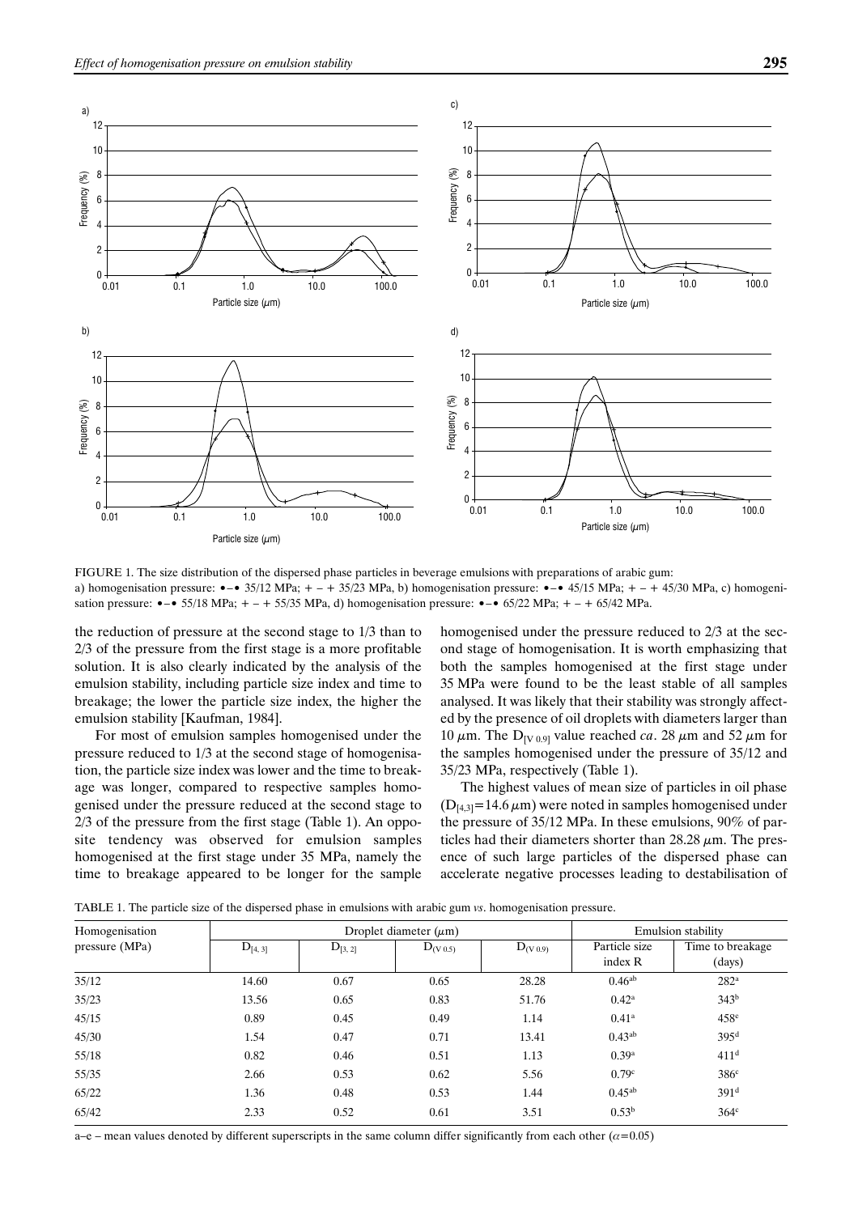FIGURE 1. The size distribution of the dispersed phase particles in beverage emulsions with preparations of arabic gum:
a) homogenisation pressure: •–• 35/12 MPa; + – + 35/23 MPa, b) homogenisation pressure: •–• 45/15 MPa; + – + 45/30 MPa, c) homogenisation pressure: •–• 55/18 MPa; + – + 55/35 MPa, d) homogenisation pressure: •–• 65/22 MPa; + – + 65/42 MPa.

the reduction of pressure at the second stage to 1/3 than to 2/3 of the pressure from the first stage is a more profitable solution. It is also clearly indicated by the analysis of the emulsion stability, including particle size index and time to breakage; the lower the particle size index, the higher the emulsion stability [Kaufman, 1984].

For most of emulsion samples homogenised under the pressure reduced to 1/3 at the second stage of homogenisation, the particle size index was lower and the time to breakage was longer, compared to respective samples homogenised under the pressure reduced at the second stage to 2/3 of the pressure from the first stage (Table 1). An opposite tendency was observed for emulsion samples homogenised at the first stage under 35 MPa, namely the time to breakage appeared to be longer for the sample homogenised under the pressure reduced to 2/3 at the second stage of homogenisation. It is worth emphasizing that both the samples homogenised at the first stage under 35 MPa were found to be the least stable of all samples analysed. It was likely that their stability was strongly affected by the presence of oil droplets with diameters larger than 10 $\mu$m. The $D_{[V\ 0.9]}$ value reached *ca*. 28 $\mu$m and 52 $\mu$m for the samples homogenised under the pressure of 35/12 and 35/23 MPa, respectively (Table 1).

The highest values of mean size of particles in oil phase ($D_{[4,3]}$=14.6 $\mu$m) were noted in samples homogenised under the pressure of 35/12 MPa. In these emulsions, 90% of particles had their diameters shorter than 28.28 $\mu$m. The presence of such large particles of the dispersed phase can accelerate negative processes leading to destabilisation of

TABLE 1. The particle size of the dispersed phase in emulsions with arabic gum *vs*. homogenisation pressure.

| Homogenisation pressure (MPa) | Droplet diameter ($\mu$m) | | | | Emulsion stability | |
|---|---|---|---|---|---|---|
| | $D_{[4,3]}$ | $D_{[3,2]}$ | $D_{(V\ 0.5)}$ | $D_{(V\ 0.9)}$ | Particle size index R | Time to breakage (days) |
| 35/12 | 14.60 | 0.67 | 0.65 | 28.28 | 0.46[ab] | 282[a] |
| 35/23 | 13.56 | 0.65 | 0.83 | 51.76 | 0.42[a] | 343[b] |
| 45/15 | 0.89 | 0.45 | 0.49 | 1.14 | 0.41[a] | 458[e] |
| 45/30 | 1.54 | 0.47 | 0.71 | 13.41 | 0.43[ab] | 395[d] |
| 55/18 | 0.82 | 0.46 | 0.51 | 1.13 | 0.39[a] | 411[d] |
| 55/35 | 2.66 | 0.53 | 0.62 | 5.56 | 0.79[c] | 386[c] |
| 65/22 | 1.36 | 0.48 | 0.53 | 1.44 | 0.45[ab] | 391[d] |
| 65/42 | 2.33 | 0.52 | 0.61 | 3.51 | 0.53[b] | 364[c] |

a–e – mean values denoted by different superscripts in the same column differ significantly from each other ($\alpha$=0.05)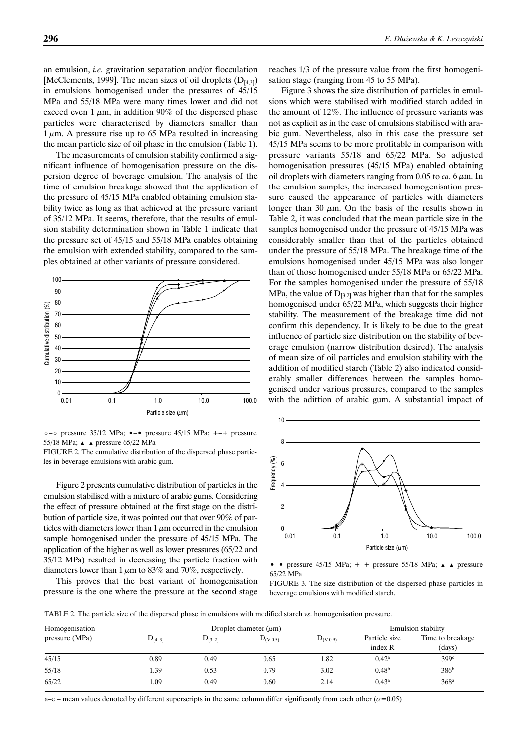an emulsion, *i.e.* gravitation separation and/or flocculation [McClements, 1999]. The mean sizes of oil droplets ($D_{[4,3]}$) in emulsions homogenised under the pressures of 45/15 MPa and 55/18 MPa were many times lower and did not exceed even 1 $\mu$m, in addition 90% of the dispersed phase particles were characterised by diameters smaller than 1 $\mu$m. A pressure rise up to 65 MPa resulted in increasing the mean particle size of oil phase in the emulsion (Table 1).

The measurements of emulsion stability confirmed a significant influence of homogenisation pressure on the dispersion degree of beverage emulsion. The analysis of the time of emulsion breakage showed that the application of the pressure of 45/15 MPa enabled obtaining emulsion stability twice as long as that achieved at the pressure variant of 35/12 MPa. It seems, therefore, that the results of emulsion stability determination shown in Table 1 indicate that the pressure set of 45/15 and 55/18 MPa enables obtaining the emulsion with extended stability, compared to the samples obtained at other variants of pressure considered.

○–○ pressure 35/12 MPa; •–• pressure 45/15 MPa; +–+ pressure 55/18 MPa; ▴–▴ pressure 65/22 MPa

FIGURE 2. The cumulative distribution of the dispersed phase particles in beverage emulsions with arabic gum.

Figure 2 presents cumulative distribution of particles in the emulsion stabilised with a mixture of arabic gums. Considering the effect of pressure obtained at the first stage on the distribution of particle size, it was pointed out that over 90% of particles with diameters lower than 1 $\mu$m occurred in the emulsion sample homogenised under the pressure of 45/15 MPa. The application of the higher as well as lower pressures (65/22 and 35/12 MPa) resulted in decreasing the particle fraction with diameters lower than 1 $\mu$m to 83% and 70%, respectively.

This proves that the best variant of homogenisation pressure is the one where the pressure at the second stage reaches 1/3 of the pressure value from the first homogenisation stage (ranging from 45 to 55 MPa).

Figure 3 shows the size distribution of particles in emulsions which were stabilised with modified starch added in the amount of 12%. The influence of pressure variants was not as explicit as in the case of emulsions stabilised with arabic gum. Nevertheless, also in this case the pressure set 45/15 MPa seems to be more profitable in comparison with pressure variants 55/18 and 65/22 MPa. So adjusted homogenisation pressures (45/15 MPa) enabled obtaining oil droplets with diameters ranging from 0.05 to *ca*. 6 $\mu$m. In the emulsion samples, the increased homogenisation pressure caused the appearance of particles with diameters longer than 30 $\mu$m. On the basis of the results shown in Table 2, it was concluded that the mean particle size in the samples homogenised under the pressure of 45/15 MPa was considerably smaller than that of the particles obtained under the pressure of 55/18 MPa. The breakage time of the emulsions homogenised under 45/15 MPa was also longer than of those homogenised under 55/18 MPa or 65/22 MPa. For the samples homogenised under the pressure of 55/18 MPa, the value of $D_{[3,2]}$ was higher than that for the samples homogenised under 65/22 MPa, which suggests their higher stability. The measurement of the breakage time did not confirm this dependency. It is likely to be due to the great influence of particle size distribution on the stability of beverage emulsion (narrow distribution desired). The analysis of mean size of oil particles and emulsion stability with the addition of modified starch (Table 2) also indicated considerably smaller differences between the samples homogenised under various pressures, compared to the samples with the adittion of arabic gum. A substantial impact of

•–• pressure 45/15 MPa; +–+ pressure 55/18 MPa; ▴–▴ pressure 65/22 MPa

FIGURE 3. The size distribution of the dispersed phase particles in beverage emulsions with modified starch.

TABLE 2. The particle size of the dispersed phase in emulsions with modified starch *vs*. homogenisation pressure.

| Homogenisation pressure (MPa) | Droplet diameter ($\mu$m) | | | | Emulsion stability | |
|---|---|---|---|---|---|---|
| | $D_{[4,3]}$ | $D_{[3,2]}$ | $D_{(V\,0.5)}$ | $D_{(V\,0.9)}$ | Particle size index R | Time to breakage (days) |
| 45/15 | 0.89 | 0.49 | 0.65 | 1.82 | 0.42[a] | 399[c] |
| 55/18 | 1.39 | 0.53 | 0.79 | 3.02 | 0.48[b] | 386[b] |
| 65/22 | 1.09 | 0.49 | 0.60 | 2.14 | 0.43[a] | 368[a] |

a–e – mean values denoted by different superscripts in the same column differ significantly from each other ($\alpha$=0.05)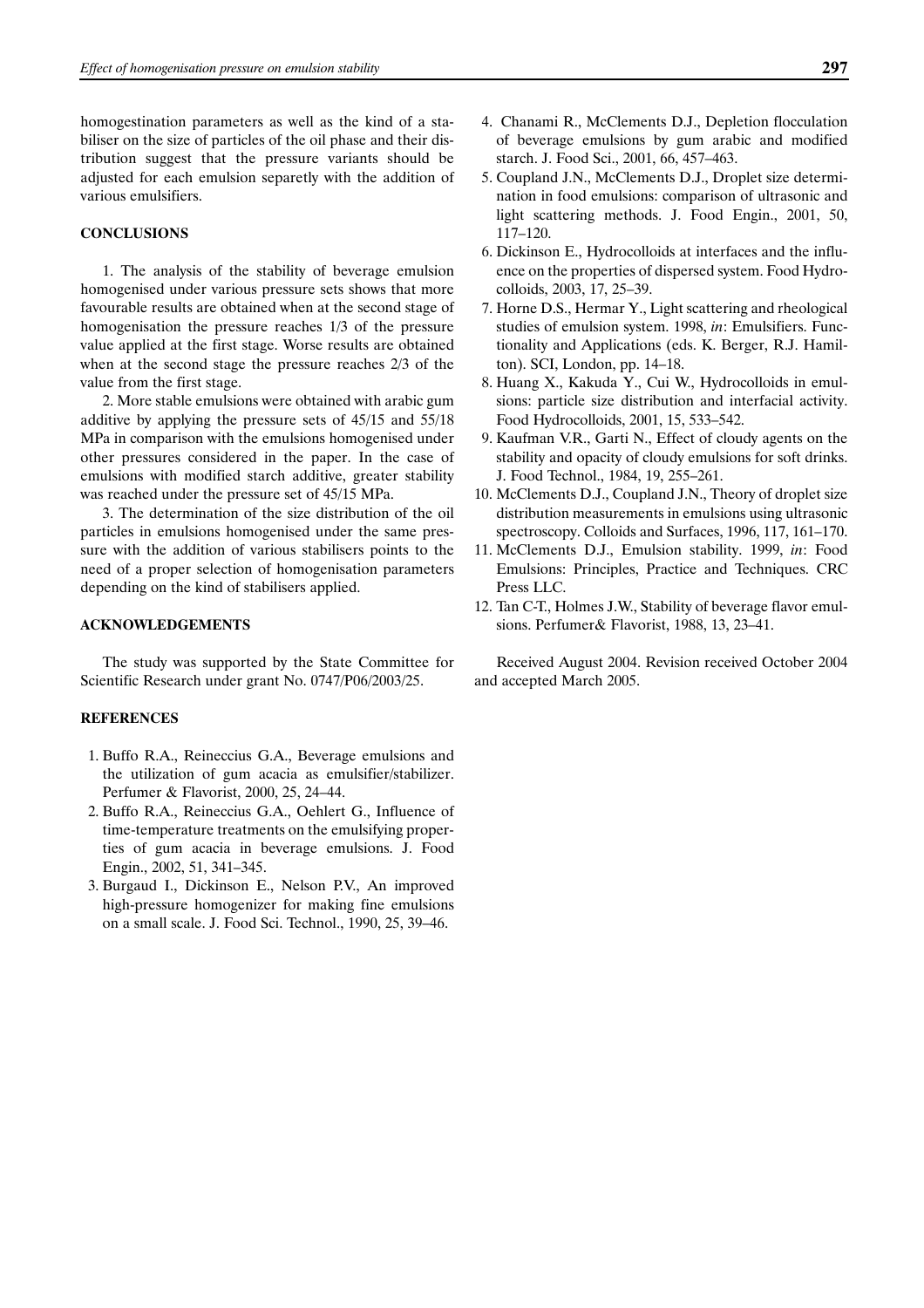homogestination parameters as well as the kind of a stabiliser on the size of particles of the oil phase and their distribution suggest that the pressure variants should be adjusted for each emulsion separetly with the addition of various emulsifiers.

## CONCLUSIONS

1. The analysis of the stability of beverage emulsion homogenised under various pressure sets shows that more favourable results are obtained when at the second stage of homogenisation the pressure reaches 1/3 of the pressure value applied at the first stage. Worse results are obtained when at the second stage the pressure reaches 2/3 of the value from the first stage.

2. More stable emulsions were obtained with arabic gum additive by applying the pressure sets of 45/15 and 55/18 MPa in comparison with the emulsions homogenised under other pressures considered in the paper. In the case of emulsions with modified starch additive, greater stability was reached under the pressure set of 45/15 MPa.

3. The determination of the size distribution of the oil particles in emulsions homogenised under the same pressure with the addition of various stabilisers points to the need of a proper selection of homogenisation parameters depending on the kind of stabilisers applied.

## ACKNOWLEDGEMENTS

The study was supported by the State Committee for Scientific Research under grant No. 0747/P06/2003/25.

## REFERENCES

1. Buffo R.A., Reineccius G.A., Beverage emulsions and the utilization of gum acacia as emulsifier/stabilizer. Perfumer & Flavorist, 2000, 25, 24–44.
2. Buffo R.A., Reineccius G.A., Oehlert G., Influence of time-temperature treatments on the emulsifying properties of gum acacia in beverage emulsions. J. Food Engin., 2002, 51, 341–345.
3. Burgaud I., Dickinson E., Nelson P.V., An improved high-pressure homogenizer for making fine emulsions on a small scale. J. Food Sci. Technol., 1990, 25, 39–46.
4. Chanami R., McClements D.J., Depletion flocculation of beverage emulsions by gum arabic and modified starch. J. Food Sci., 2001, 66, 457–463.
5. Coupland J.N., McClements D.J., Droplet size determination in food emulsions: comparison of ultrasonic and light scattering methods. J. Food Engin., 2001, 50, 117–120.
6. Dickinson E., Hydrocolloids at interfaces and the influence on the properties of dispersed system. Food Hydrocolloids, 2003, 17, 25–39.
7. Horne D.S., Hermar Y., Light scattering and rheological studies of emulsion system. 1998, *in*: Emulsifiers. Functionality and Applications (eds. K. Berger, R.J. Hamilton). SCI, London, pp. 14–18.
8. Huang X., Kakuda Y., Cui W., Hydrocolloids in emulsions: particle size distribution and interfacial activity. Food Hydrocolloids, 2001, 15, 533–542.
9. Kaufman V.R., Garti N., Effect of cloudy agents on the stability and opacity of cloudy emulsions for soft drinks. J. Food Technol., 1984, 19, 255–261.
10. McClements D.J., Coupland J.N., Theory of droplet size distribution measurements in emulsions using ultrasonic spectroscopy. Colloids and Surfaces, 1996, 117, 161–170.
11. McClements D.J., Emulsion stability. 1999, *in*: Food Emulsions: Principles, Practice and Techniques. CRC Press LLC.
12. Tan C-T., Holmes J.W., Stability of beverage flavor emulsions. Perfumer& Flavorist, 1988, 13, 23–41.

Received August 2004. Revision received October 2004 and accepted March 2005.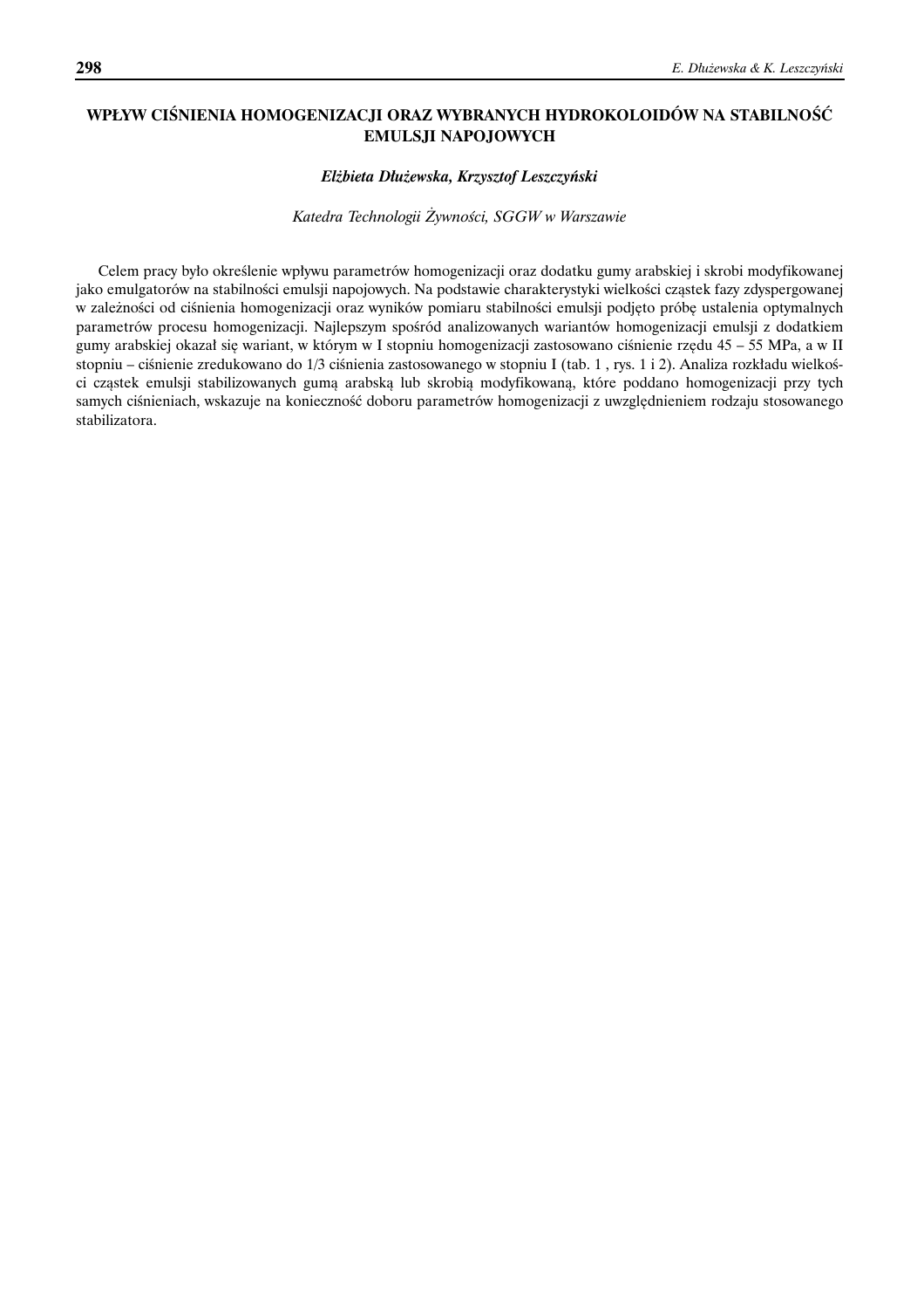## WPŁYW CIŚNIENIA HOMOGENIZACJI ORAZ WYBRANYCH HYDROKOLOIDÓW NA STABILNOŚĆ EMULSJI NAPOJOWYCH

***Elżbieta Dłużewska, Krzysztof Leszczyński***

*Katedra Technologii Żywności, SGGW w Warszawie*

Celem pracy było określenie wpływu parametrów homogenizacji oraz dodatku gumy arabskiej i skrobi modyfikowanej jako emulgatorów na stabilności emulsji napojowych. Na podstawie charakterystyki wielkości cząstek fazy zdyspergowanej w zależności od ciśnienia homogenizacji oraz wyników pomiaru stabilności emulsji podjęto próbę ustalenia optymalnych parametrów procesu homogenizacji. Najlepszym spośród analizowanych wariantów homogenizacji emulsji z dodatkiem gumy arabskiej okazał się wariant, w którym w I stopniu homogenizacji zastosowano ciśnienie rzędu 45 – 55 MPa, a w II stopniu – ciśnienie zredukowano do 1/3 ciśnienia zastosowanego w stopniu I (tab. 1 , rys. 1 i 2). Analiza rozkładu wielkości cząstek emulsji stabilizowanych gumą arabską lub skrobią modyfikowaną, które poddano homogenizacji przy tych samych ciśnieniach, wskazuje na konieczność doboru parametrów homogenizacji z uwzględnieniem rodzaju stosowanego stabilizatora.